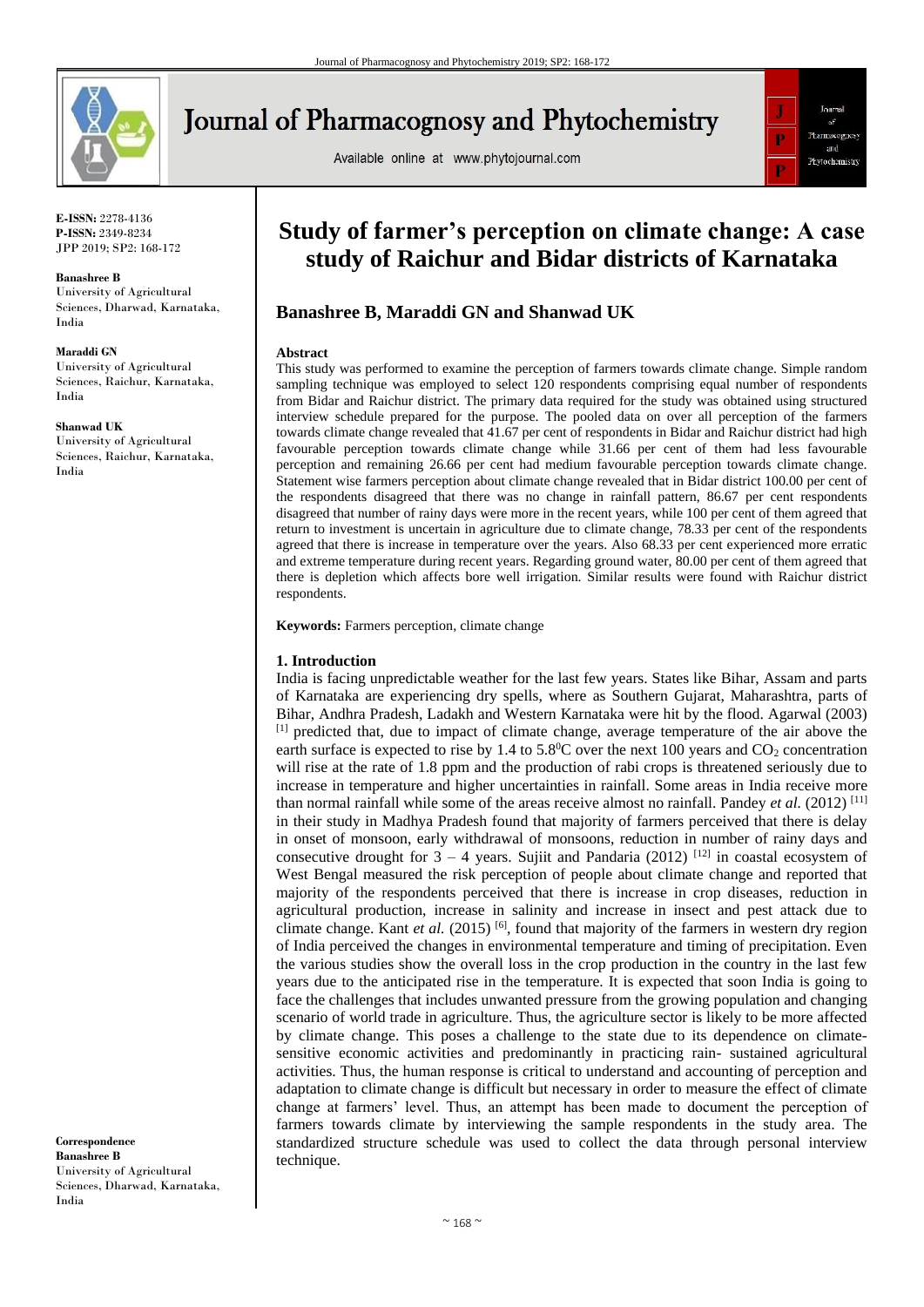E-ISSN: 2278-4136
P-ISSN: 2349-8234
JPP 2019; SP2: 168-172

**Banashree B**
University of Agricultural Sciences, Dharwad, Karnataka, India

**Maraddi GN**
University of Agricultural Sciences, Raichur, Karnataka, India

**Shanwad UK**
University of Agricultural Sciences, Raichur, Karnataka, India

**Correspondence**
**Banashree B**
University of Agricultural Sciences, Dharwad, Karnataka, India

# Study of farmer's perception on climate change: A case study of Raichur and Bidar districts of Karnataka

## Banashree B, Maraddi GN and Shanwad UK

### Abstract

This study was performed to examine the perception of farmers towards climate change. Simple random sampling technique was employed to select 120 respondents comprising equal number of respondents from Bidar and Raichur district. The primary data required for the study was obtained using structured interview schedule prepared for the purpose. The pooled data on over all perception of the farmers towards climate change revealed that 41.67 per cent of respondents in Bidar and Raichur district had high favourable perception towards climate change while 31.66 per cent of them had less favourable perception and remaining 26.66 per cent had medium favourable perception towards climate change. Statement wise farmers perception about climate change revealed that in Bidar district 100.00 per cent of the respondents disagreed that there was no change in rainfall pattern, 86.67 per cent respondents disagreed that number of rainy days were more in the recent years, while 100 per cent of them agreed that return to investment is uncertain in agriculture due to climate change, 78.33 per cent of the respondents agreed that there is increase in temperature over the years. Also 68.33 per cent experienced more erratic and extreme temperature during recent years. Regarding ground water, 80.00 per cent of them agreed that there is depletion which affects bore well irrigation. Similar results were found with Raichur district respondents.

**Keywords:** Farmers perception, climate change

### 1. Introduction

India is facing unpredictable weather for the last few years. States like Bihar, Assam and parts of Karnataka are experiencing dry spells, where as Southern Gujarat, Maharashtra, parts of Bihar, Andhra Pradesh, Ladakh and Western Karnataka were hit by the flood. Agarwal (2003) [1] predicted that, due to impact of climate change, average temperature of the air above the earth surface is expected to rise by 1.4 to $5.8^{0}$C over the next 100 years and $CO_2$ concentration will rise at the rate of 1.8 ppm and the production of rabi crops is threatened seriously due to increase in temperature and higher uncertainties in rainfall. Some areas in India receive more than normal rainfall while some of the areas receive almost no rainfall. Pandey *et al.* (2012) [11] in their study in Madhya Pradesh found that majority of farmers perceived that there is delay in onset of monsoon, early withdrawal of monsoons, reduction in number of rainy days and consecutive drought for 3 – 4 years. Sujiit and Pandaria (2012) [12] in coastal ecosystem of West Bengal measured the risk perception of people about climate change and reported that majority of the respondents perceived that there is increase in crop diseases, reduction in agricultural production, increase in salinity and increase in insect and pest attack due to climate change. Kant *et al.* (2015) [6], found that majority of the farmers in western dry region of India perceived the changes in environmental temperature and timing of precipitation. Even the various studies show the overall loss in the crop production in the country in the last few years due to the anticipated rise in the temperature. It is expected that soon India is going to face the challenges that includes unwanted pressure from the growing population and changing scenario of world trade in agriculture. Thus, the agriculture sector is likely to be more affected by climate change. This poses a challenge to the state due to its dependence on climate-sensitive economic activities and predominantly in practicing rain- sustained agricultural activities. Thus, the human response is critical to understand and accounting of perception and adaptation to climate change is difficult but necessary in order to measure the effect of climate change at farmers' level. Thus, an attempt has been made to document the perception of farmers towards climate by interviewing the sample respondents in the study area. The standardized structure schedule was used to collect the data through personal interview technique.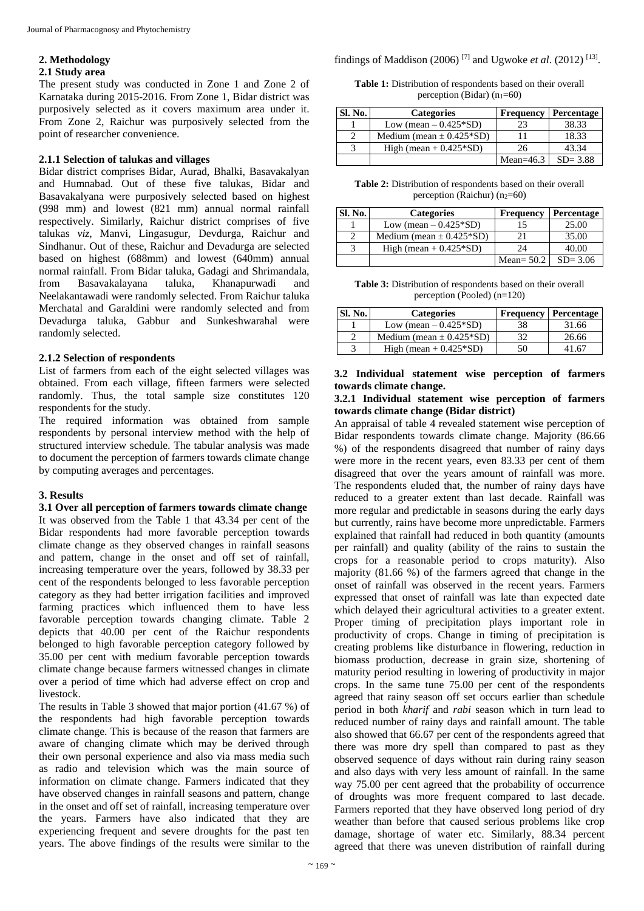## 2. Methodology

### 2.1 Study area

The present study was conducted in Zone 1 and Zone 2 of Karnataka during 2015-2016. From Zone 1, Bidar district was purposively selected as it covers maximum area under it. From Zone 2, Raichur was purposively selected from the point of researcher convenience.

#### 2.1.1 Selection of talukas and villages

Bidar district comprises Bidar, Aurad, Bhalki, Basavakalyan and Humnabad. Out of these five talukas, Bidar and Basavakalyana were purposively selected based on highest (998 mm) and lowest (821 mm) annual normal rainfall respectively. Similarly, Raichur district comprises of five talukas *viz*, Manvi, Lingasugur, Devdurga, Raichur and Sindhanur. Out of these, Raichur and Devadurga are selected based on highest (688mm) and lowest (640mm) annual normal rainfall. From Bidar taluka, Gadagi and Shrimandala, from Basavakalayana taluka, Khanapurwadi and Neelakantawadi were randomly selected. From Raichur taluka Merchatal and Garaldini were randomly selected and from Devadurga taluka, Gabbur and Sunkeshwarahal were randomly selected.

#### 2.1.2 Selection of respondents

List of farmers from each of the eight selected villages was obtained. From each village, fifteen farmers were selected randomly. Thus, the total sample size constitutes 120 respondents for the study.

The required information was obtained from sample respondents by personal interview method with the help of structured interview schedule. The tabular analysis was made to document the perception of farmers towards climate change by computing averages and percentages.

## 3. Results

### 3.1 Over all perception of farmers towards climate change

It was observed from the Table 1 that 43.34 per cent of the Bidar respondents had more favorable perception towards climate change as they observed changes in rainfall seasons and pattern, change in the onset and off set of rainfall, increasing temperature over the years, followed by 38.33 per cent of the respondents belonged to less favorable perception category as they had better irrigation facilities and improved farming practices which influenced them to have less favorable perception towards changing climate. Table 2 depicts that 40.00 per cent of the Raichur respondents belonged to high favorable perception category followed by 35.00 per cent with medium favorable perception towards climate change because farmers witnessed changes in climate over a period of time which had adverse effect on crop and livestock.

The results in Table 3 showed that major portion (41.67 %) of the respondents had high favorable perception towards climate change. This is because of the reason that farmers are aware of changing climate which may be derived through their own personal experience and also via mass media such as radio and television which was the main source of information on climate change. Farmers indicated that they have observed changes in rainfall seasons and pattern, change in the onset and off set of rainfall, increasing temperature over the years. Farmers have also indicated that they are experiencing frequent and severe droughts for the past ten years. The above findings of the results were similar to the findings of Maddison (2006) [7] and Ugwoke *et al*. (2012) [13].

**Table 1:** Distribution of respondents based on their overall perception (Bidar) ($n_1$=60)

| Sl. No. | Categories | Frequency | Percentage |
|---|---|---|---|
| 1 | Low (mean – 0.425*SD) | 23 | 38.33 |
| 2 | Medium (mean ± 0.425*SD) | 11 | 18.33 |
| 3 | High (mean + 0.425*SD) | 26 | 43.34 |
| | | Mean=46.3 | SD= 3.88 |

**Table 2:** Distribution of respondents based on their overall perception (Raichur) ($n_2$=60)

| Sl. No. | Categories | Frequency | Percentage |
|---|---|---|---|
| 1 | Low (mean – 0.425*SD) | 15 | 25.00 |
| 2 | Medium (mean ± 0.425*SD) | 21 | 35.00 |
| 3 | High (mean + 0.425*SD) | 24 | 40.00 |
| | | Mean= 50.2 | SD= 3.06 |

**Table 3:** Distribution of respondents based on their overall perception (Pooled) (n=120)

| Sl. No. | Categories | Frequency | Percentage |
|---|---|---|---|
| 1 | Low (mean – 0.425*SD) | 38 | 31.66 |
| 2 | Medium (mean ± 0.425*SD) | 32 | 26.66 |
| 3 | High (mean + 0.425*SD) | 50 | 41.67 |

### 3.2 Individual statement wise perception of farmers towards climate change.

#### 3.2.1 Individual statement wise perception of farmers towards climate change (Bidar district)

An appraisal of table 4 revealed statement wise perception of Bidar respondents towards climate change. Majority (86.66 %) of the respondents disagreed that number of rainy days were more in the recent years, even 83.33 per cent of them disagreed that over the years amount of rainfall was more. The respondents eluded that, the number of rainy days have reduced to a greater extent than last decade. Rainfall was more regular and predictable in seasons during the early days but currently, rains have become more unpredictable. Farmers explained that rainfall had reduced in both quantity (amounts per rainfall) and quality (ability of the rains to sustain the crops for a reasonable period to crops maturity). Also majority (81.66 %) of the farmers agreed that change in the onset of rainfall was observed in the recent years. Farmers expressed that onset of rainfall was late than expected date which delayed their agricultural activities to a greater extent. Proper timing of precipitation plays important role in productivity of crops. Change in timing of precipitation is creating problems like disturbance in flowering, reduction in biomass production, decrease in grain size, shortening of maturity period resulting in lowering of productivity in major crops. In the same tune 75.00 per cent of the respondents agreed that rainy season off set occurs earlier than schedule period in both *kharif* and *rabi* season which in turn lead to reduced number of rainy days and rainfall amount. The table also showed that 66.67 per cent of the respondents agreed that there was more dry spell than compared to past as they observed sequence of days without rain during rainy season and also days with very less amount of rainfall. In the same way 75.00 per cent agreed that the probability of occurrence of droughts was more frequent compared to last decade. Farmers reported that they have observed long period of dry weather than before that caused serious problems like crop damage, shortage of water etc. Similarly, 88.34 percent agreed that there was uneven distribution of rainfall during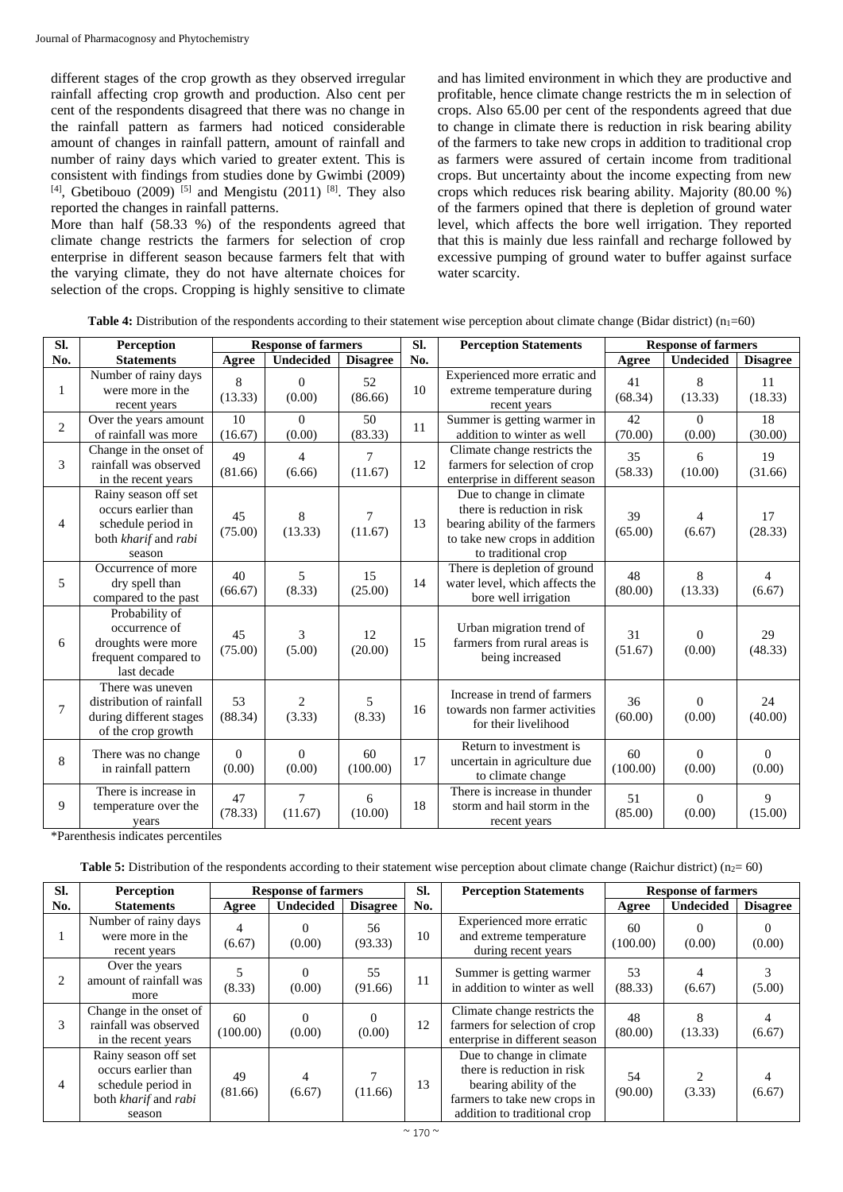different stages of the crop growth as they observed irregular rainfall affecting crop growth and production. Also cent per cent of the respondents disagreed that there was no change in the rainfall pattern as farmers had noticed considerable amount of changes in rainfall pattern, amount of rainfall and number of rainy days which varied to greater extent. This is consistent with findings from studies done by Gwimbi (2009) [4], Gbetibouo (2009) [5] and Mengistu (2011) [8]. They also reported the changes in rainfall patterns.

More than half (58.33 %) of the respondents agreed that climate change restricts the farmers for selection of crop enterprise in different season because farmers felt that with the varying climate, they do not have alternate choices for selection of the crops. Cropping is highly sensitive to climate and has limited environment in which they are productive and profitable, hence climate change restricts the m in selection of crops. Also 65.00 per cent of the respondents agreed that due to change in climate there is reduction in risk bearing ability of the farmers to take new crops in addition to traditional crop as farmers were assured of certain income from traditional crops. But uncertainty about the income expecting from new crops which reduces risk bearing ability. Majority (80.00 %) of the farmers opined that there is depletion of ground water level, which affects the bore well irrigation. They reported that this is mainly due less rainfall and recharge followed by excessive pumping of ground water to buffer against surface water scarcity.

**Table 4:** Distribution of the respondents according to their statement wise perception about climate change (Bidar district) ($n_1$=60)

| Sl. No. | Perception Statements | Response of farmers | | | Sl. No. | Perception Statements | Response of farmers | | |
|---|---|---|---|---|---|---|---|---|---|
| | | Agree | Undecided | Disagree | | | Agree | Undecided | Disagree |
| 1 | Number of rainy days were more in the recent years | 8 (13.33) | 0 (0.00) | 52 (86.66) | 10 | Experienced more erratic and extreme temperature during recent years | 41 (68.34) | 8 (13.33) | 11 (18.33) |
| 2 | Over the years amount of rainfall was more | 10 (16.67) | 0 (0.00) | 50 (83.33) | 11 | Summer is getting warmer in addition to winter as well | 42 (70.00) | 0 (0.00) | 18 (30.00) |
| 3 | Change in the onset of rainfall was observed in the recent years | 49 (81.66) | 4 (6.66) | 7 (11.67) | 12 | Climate change restricts the farmers for selection of crop enterprise in different season | 35 (58.33) | 6 (10.00) | 19 (31.66) |
| 4 | Rainy season off set occurs earlier than schedule period in both *kharif* and *rabi* season | 45 (75.00) | 8 (13.33) | 7 (11.67) | 13 | Due to change in climate there is reduction in risk bearing ability of the farmers to take new crops in addition to traditional crop | 39 (65.00) | 4 (6.67) | 17 (28.33) |
| 5 | Occurrence of more dry spell than compared to the past | 40 (66.67) | 5 (8.33) | 15 (25.00) | 14 | There is depletion of ground water level, which affects the bore well irrigation | 48 (80.00) | 8 (13.33) | 4 (6.67) |
| 6 | Probability of occurrence of droughts were more frequent compared to last decade | 45 (75.00) | 3 (5.00) | 12 (20.00) | 15 | Urban migration trend of farmers from rural areas is being increased | 31 (51.67) | 0 (0.00) | 29 (48.33) |
| 7 | There was uneven distribution of rainfall during different stages of the crop growth | 53 (88.34) | 2 (3.33) | 5 (8.33) | 16 | Increase in trend of farmers towards non farmer activities for their livelihood | 36 (60.00) | 0 (0.00) | 24 (40.00) |
| 8 | There was no change in rainfall pattern | 0 (0.00) | 0 (0.00) | 60 (100.00) | 17 | Return to investment is uncertain in agriculture due to climate change | 60 (100.00) | 0 (0.00) | 0 (0.00) |
| 9 | There is increase in temperature over the years | 47 (78.33) | 7 (11.67) | 6 (10.00) | 18 | There is increase in thunder storm and hail storm in the recent years | 51 (85.00) | 0 (0.00) | 9 (15.00) |

*Parenthesis indicates percentiles

**Table 5:** Distribution of the respondents according to their statement wise perception about climate change (Raichur district) ($n_2$= 60)

| Sl. No. | Perception Statements | Response of farmers | | | Sl. No. | Perception Statements | Response of farmers | | |
|---|---|---|---|---|---|---|---|---|---|
| | | Agree | Undecided | Disagree | | | Agree | Undecided | Disagree |
| 1 | Number of rainy days were more in the recent years | 4 (6.67) | 0 (0.00) | 56 (93.33) | 10 | Experienced more erratic and extreme temperature during recent years | 60 (100.00) | 0 (0.00) | 0 (0.00) |
| 2 | Over the years amount of rainfall was more | 5 (8.33) | 0 (0.00) | 55 (91.66) | 11 | Summer is getting warmer in addition to winter as well | 53 (88.33) | 4 (6.67) | 3 (5.00) |
| 3 | Change in the onset of rainfall was observed in the recent years | 60 (100.00) | 0 (0.00) | 0 (0.00) | 12 | Climate change restricts the farmers for selection of crop enterprise in different season | 48 (80.00) | 8 (13.33) | 4 (6.67) |
| 4 | Rainy season off set occurs earlier than schedule period in both *kharif* and *rabi* season | 49 (81.66) | 4 (6.67) | 7 (11.66) | 13 | Due to change in climate there is reduction in risk bearing ability of the farmers to take new crops in addition to traditional crop | 54 (90.00) | 2 (3.33) | 4 (6.67) |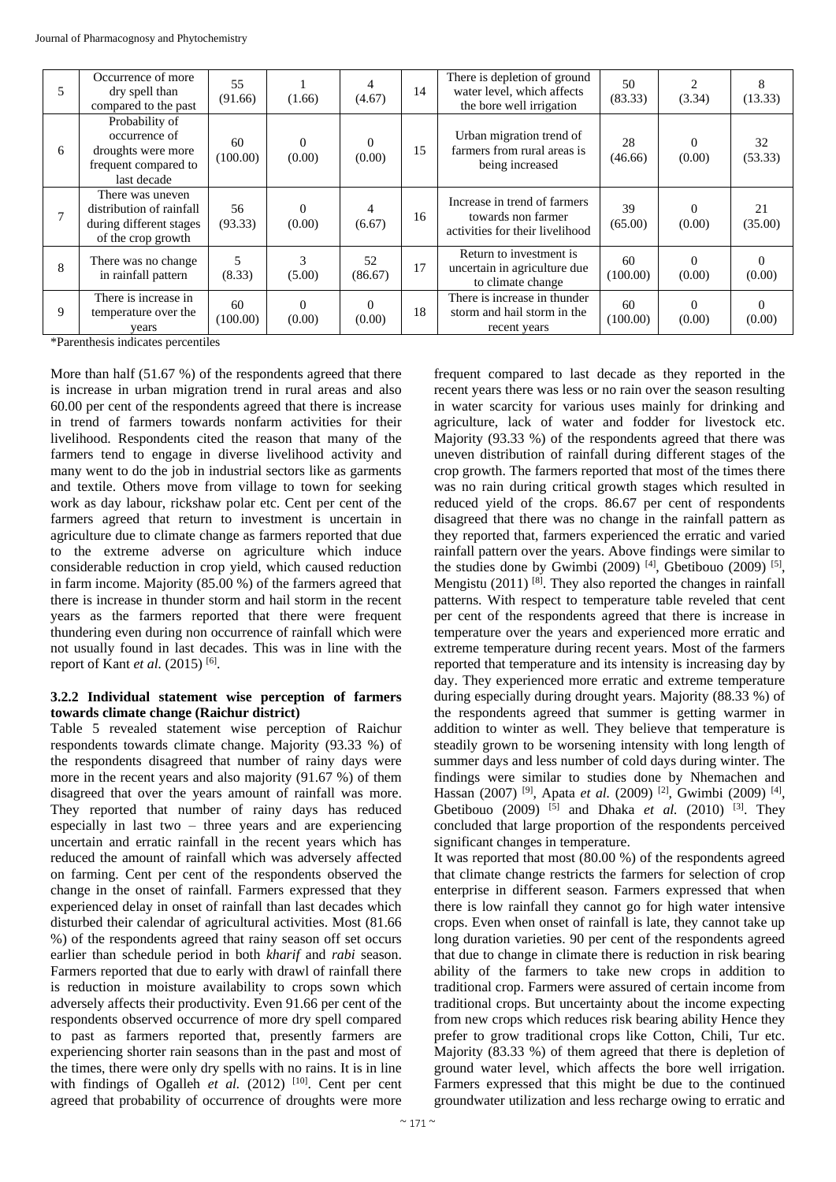| 5 | Occurrence of more dry spell than compared to the past | 55 (91.66) | 1 (1.66) | 4 (4.67) | 14 | There is depletion of ground water level, which affects the bore well irrigation | 50 (83.33) | 2 (3.34) | 8 (13.33) |
|---|---|---|---|---|---|---|---|---|---|
| 6 | Probability of occurrence of droughts were more frequent compared to last decade | 60 (100.00) | 0 (0.00) | 0 (0.00) | 15 | Urban migration trend of farmers from rural areas is being increased | 28 (46.66) | 0 (0.00) | 32 (53.33) |
| 7 | There was uneven distribution of rainfall during different stages of the crop growth | 56 (93.33) | 0 (0.00) | 4 (6.67) | 16 | Increase in trend of farmers towards non farmer activities for their livelihood | 39 (65.00) | 0 (0.00) | 21 (35.00) |
| 8 | There was no change in rainfall pattern | 5 (8.33) | 3 (5.00) | 52 (86.67) | 17 | Return to investment is uncertain in agriculture due to climate change | 60 (100.00) | 0 (0.00) | 0 (0.00) |
| 9 | There is increase in temperature over the years | 60 (100.00) | 0 (0.00) | 0 (0.00) | 18 | There is increase in thunder storm and hail storm in the recent years | 60 (100.00) | 0 (0.00) | 0 (0.00) |

*Parenthesis indicates percentiles

More than half (51.67 %) of the respondents agreed that there is increase in urban migration trend in rural areas and also 60.00 per cent of the respondents agreed that there is increase in trend of farmers towards nonfarm activities for their livelihood. Respondents cited the reason that many of the farmers tend to engage in diverse livelihood activity and many went to do the job in industrial sectors like as garments and textile. Others move from village to town for seeking work as day labour, rickshaw polar etc. Cent per cent of the farmers agreed that return to investment is uncertain in agriculture due to climate change as farmers reported that due to the extreme adverse on agriculture which induce considerable reduction in crop yield, which caused reduction in farm income. Majority (85.00 %) of the farmers agreed that there is increase in thunder storm and hail storm in the recent years as the farmers reported that there were frequent thundering even during non occurrence of rainfall which were not usually found in last decades. This was in line with the report of Kant *et al.* (2015) [6].

### 3.2.2 Individual statement wise perception of farmers towards climate change (Raichur district)

Table 5 revealed statement wise perception of Raichur respondents towards climate change. Majority (93.33 %) of the respondents disagreed that number of rainy days were more in the recent years and also majority (91.67 %) of them disagreed that over the years amount of rainfall was more. They reported that number of rainy days has reduced especially in last two – three years and are experiencing uncertain and erratic rainfall in the recent years which has reduced the amount of rainfall which was adversely affected on farming. Cent per cent of the respondents observed the change in the onset of rainfall. Farmers expressed that they experienced delay in onset of rainfall than last decades which disturbed their calendar of agricultural activities. Most (81.66 %) of the respondents agreed that rainy season off set occurs earlier than schedule period in both *kharif* and *rabi* season. Farmers reported that due to early with drawl of rainfall there is reduction in moisture availability to crops sown which adversely affects their productivity. Even 91.66 per cent of the respondents observed occurrence of more dry spell compared to past as farmers reported that, presently farmers are experiencing shorter rain seasons than in the past and most of the times, there were only dry spells with no rains. It is in line with findings of Ogalleh *et al.* (2012) [10]. Cent per cent agreed that probability of occurrence of droughts were more frequent compared to last decade as they reported in the recent years there was less or no rain over the season resulting in water scarcity for various uses mainly for drinking and agriculture, lack of water and fodder for livestock etc. Majority (93.33 %) of the respondents agreed that there was uneven distribution of rainfall during different stages of the crop growth. The farmers reported that most of the times there was no rain during critical growth stages which resulted in reduced yield of the crops. 86.67 per cent of respondents disagreed that there was no change in the rainfall pattern as they reported that, farmers experienced the erratic and varied rainfall pattern over the years. Above findings were similar to the studies done by Gwimbi (2009) [4], Gbetibouo (2009) [5], Mengistu (2011) [8]. They also reported the changes in rainfall patterns. With respect to temperature table reveled that cent per cent of the respondents agreed that there is increase in temperature over the years and experienced more erratic and extreme temperature during recent years. Most of the farmers reported that temperature and its intensity is increasing day by day. They experienced more erratic and extreme temperature during especially during drought years. Majority (88.33 %) of the respondents agreed that summer is getting warmer in addition to winter as well. They believe that temperature is steadily grown to be worsening intensity with long length of summer days and less number of cold days during winter. The findings were similar to studies done by Nhemachen and Hassan (2007) [9], Apata *et al.* (2009) [2], Gwimbi (2009) [4], Gbetibouo (2009) [5] and Dhaka *et al.* (2010) [3]. They concluded that large proportion of the respondents perceived significant changes in temperature.

It was reported that most (80.00 %) of the respondents agreed that climate change restricts the farmers for selection of crop enterprise in different season. Farmers expressed that when there is low rainfall they cannot go for high water intensive crops. Even when onset of rainfall is late, they cannot take up long duration varieties. 90 per cent of the respondents agreed that due to change in climate there is reduction in risk bearing ability of the farmers to take new crops in addition to traditional crop. Farmers were assured of certain income from traditional crops. But uncertainty about the income expecting from new crops which reduces risk bearing ability Hence they prefer to grow traditional crops like Cotton, Chili, Tur etc. Majority (83.33 %) of them agreed that there is depletion of ground water level, which affects the bore well irrigation. Farmers expressed that this might be due to the continued groundwater utilization and less recharge owing to erratic and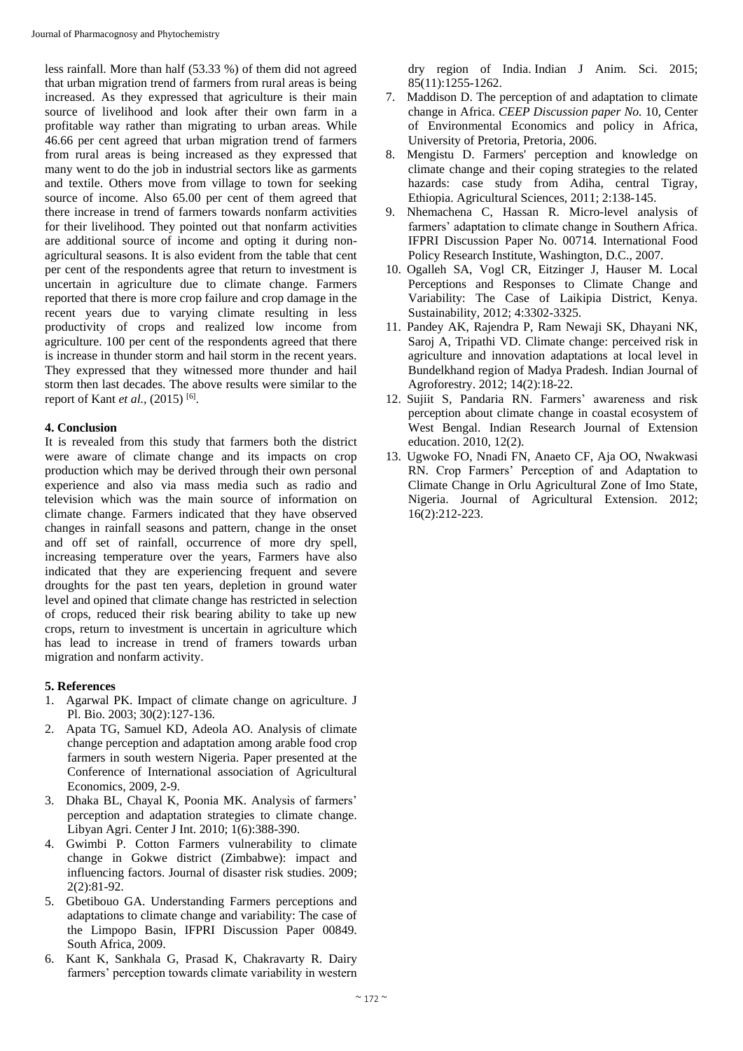less rainfall. More than half (53.33 %) of them did not agreed that urban migration trend of farmers from rural areas is being increased. As they expressed that agriculture is their main source of livelihood and look after their own farm in a profitable way rather than migrating to urban areas. While 46.66 per cent agreed that urban migration trend of farmers from rural areas is being increased as they expressed that many went to do the job in industrial sectors like as garments and textile. Others move from village to town for seeking source of income. Also 65.00 per cent of them agreed that there increase in trend of farmers towards nonfarm activities for their livelihood. They pointed out that nonfarm activities are additional source of income and opting it during non-agricultural seasons. It is also evident from the table that cent per cent of the respondents agree that return to investment is uncertain in agriculture due to climate change. Farmers reported that there is more crop failure and crop damage in the recent years due to varying climate resulting in less productivity of crops and realized low income from agriculture. 100 per cent of the respondents agreed that there is increase in thunder storm and hail storm in the recent years. They expressed that they witnessed more thunder and hail storm then last decades. The above results were similar to the report of Kant *et al.,* (2015) [6].

## 4. Conclusion

It is revealed from this study that farmers both the district were aware of climate change and its impacts on crop production which may be derived through their own personal experience and also via mass media such as radio and television which was the main source of information on climate change. Farmers indicated that they have observed changes in rainfall seasons and pattern, change in the onset and off set of rainfall, occurrence of more dry spell, increasing temperature over the years, Farmers have also indicated that they are experiencing frequent and severe droughts for the past ten years, depletion in ground water level and opined that climate change has restricted in selection of crops, reduced their risk bearing ability to take up new crops, return to investment is uncertain in agriculture which has lead to increase in trend of framers towards urban migration and nonfarm activity.

## 5. References

1. Agarwal PK. Impact of climate change on agriculture. J Pl. Bio. 2003; 30(2):127-136.
2. Apata TG, Samuel KD, Adeola AO. Analysis of climate change perception and adaptation among arable food crop farmers in south western Nigeria. Paper presented at the Conference of International association of Agricultural Economics, 2009, 2-9.
3. Dhaka BL, Chayal K, Poonia MK. Analysis of farmers' perception and adaptation strategies to climate change. Libyan Agri. Center J Int. 2010; 1(6):388-390.
4. Gwimbi P. Cotton Farmers vulnerability to climate change in Gokwe district (Zimbabwe): impact and influencing factors. Journal of disaster risk studies. 2009; 2(2):81-92.
5. Gbetibouo GA. Understanding Farmers perceptions and adaptations to climate change and variability: The case of the Limpopo Basin, IFPRI Discussion Paper 00849. South Africa, 2009.
6. Kant K, Sankhala G, Prasad K, Chakravarty R. Dairy farmers' perception towards climate variability in western dry region of India. Indian J Anim. Sci. 2015; 85(11):1255-1262.
7. Maddison D. The perception of and adaptation to climate change in Africa. *CEEP Discussion paper No.* 10, Center of Environmental Economics and policy in Africa, University of Pretoria, Pretoria, 2006.
8. Mengistu D. Farmers' perception and knowledge on climate change and their coping strategies to the related hazards: case study from Adiha, central Tigray, Ethiopia. Agricultural Sciences, 2011; 2:138-145.
9. Nhemachena C, Hassan R. Micro-level analysis of farmers' adaptation to climate change in Southern Africa. IFPRI Discussion Paper No. 00714. International Food Policy Research Institute, Washington, D.C., 2007.
10. Ogalleh SA, Vogl CR, Eitzinger J, Hauser M. Local Perceptions and Responses to Climate Change and Variability: The Case of Laikipia District, Kenya. Sustainability, 2012; 4:3302-3325.
11. Pandey AK, Rajendra P, Ram Newaji SK, Dhayani NK, Saroj A, Tripathi VD. Climate change: perceived risk in agriculture and innovation adaptations at local level in Bundelkhand region of Madya Pradesh. Indian Journal of Agroforestry. 2012; 14(2):18-22.
12. Sujiit S, Pandaria RN. Farmers' awareness and risk perception about climate change in coastal ecosystem of West Bengal. Indian Research Journal of Extension education. 2010, 12(2).
13. Ugwoke FO, Nnadi FN, Anaeto CF, Aja OO, Nwakwasi RN. Crop Farmers' Perception of and Adaptation to Climate Change in Orlu Agricultural Zone of Imo State, Nigeria. Journal of Agricultural Extension. 2012; 16(2):212-223.